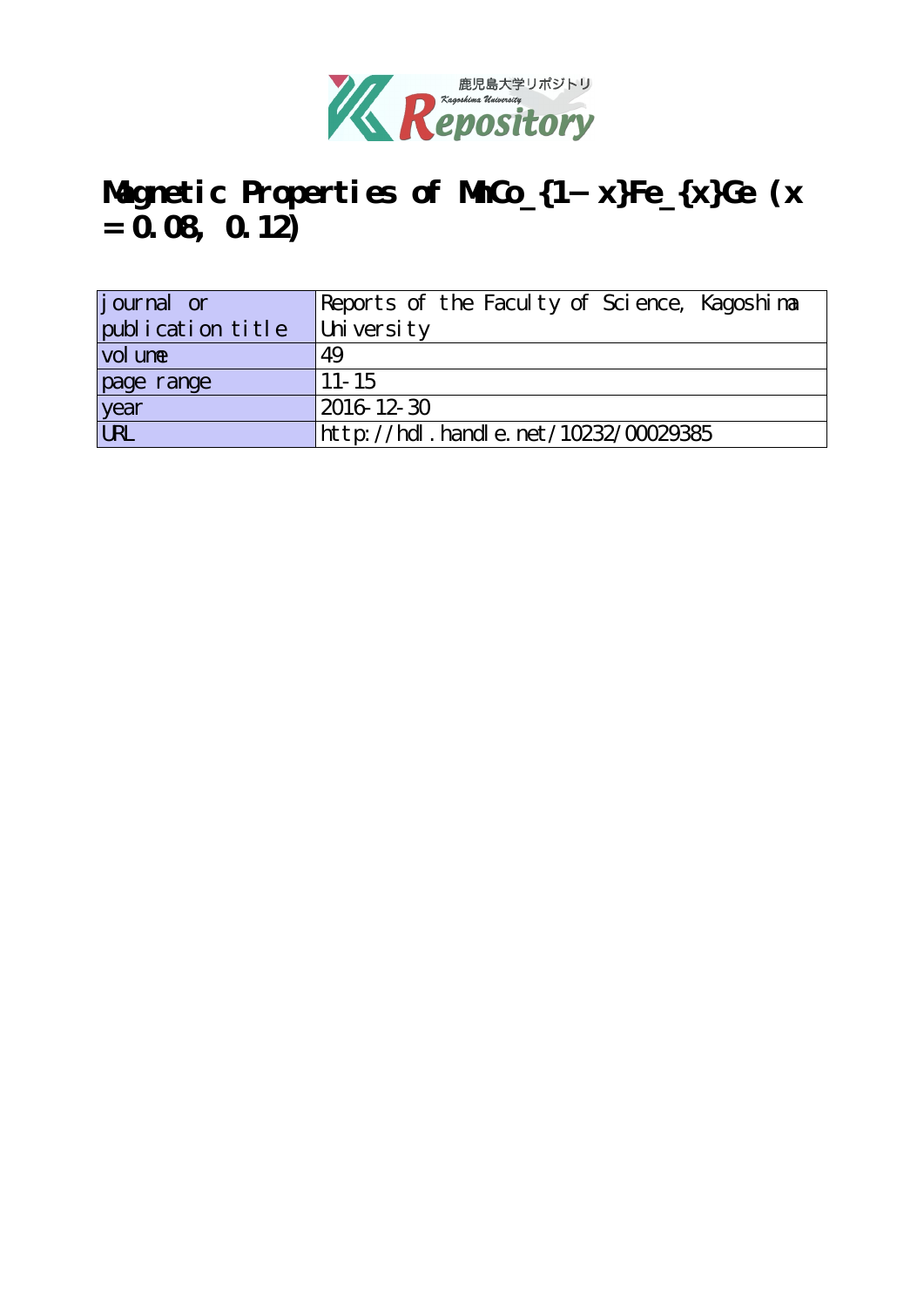# Magnetic Properties of MnCo_{1−x}Fe_{x}Ge (x = 0.08, 0.12)

| | |
|---|---|
| journal or publication title | Reports of the Faculty of Science, Kagoshima University |
| volume | 49 |
| page range | 11-15 |
| year | 2016-12-30 |
| URL | http://hdl.handle.net/10232/00029385 |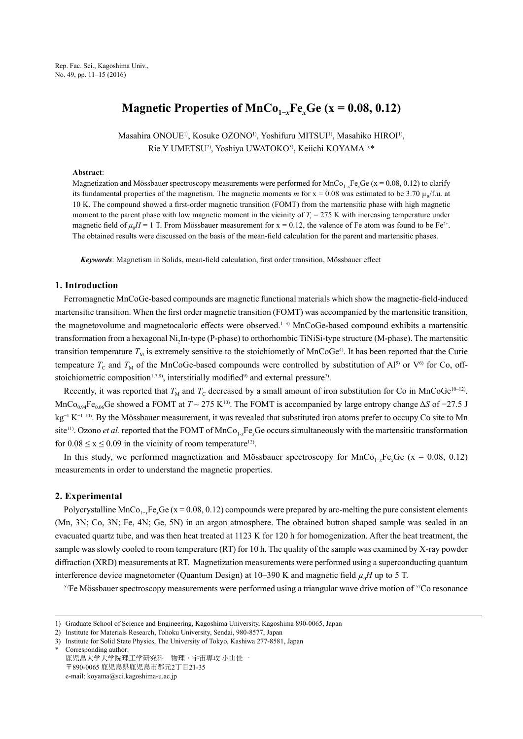# Magnetic Properties of $MnCo_{1-x}Fe_xGe$ (x = 0.08, 0.12)

Masahira ONOUE[1)], Kosuke OZONO[1)], Yoshifuru MITSUI[1)], Masahiko HIROI[1)], Rie Y UMETSU[2)], Yoshiya UWATOKO[3)], Keiichi KOYAMA[1),*]

**Abstract**:
Magnetization and Mössbauer spectroscopy measurements were performed for $MnCo_{1-x}Fe_xGe$ (x = 0.08, 0.12) to clarify its fundamental properties of the magnetism. The magnetic moments $m$ for x = 0.08 was estimated to be 3.70 $\mu_B$/f.u. at 10 K. The compound showed a first-order magnetic transition (FOMT) from the martensitic phase with high magnetic moment to the parent phase with low magnetic moment in the vicinity of $T_t$ = 275 K with increasing temperature under magnetic field of $\mu_0 H$ = 1 T. From Mössbauer measurement for x = 0.12, the valence of Fe atom was found to be $Fe^{2+}$. The obtained results were discussed on the basis of the mean-field calculation for the parent and martensitic phases.

***Keywords***: Magnetism in Solids, mean-field calculation, first order transition, Mössbauer effect

## 1. Introduction

Ferromagnetic MnCoGe-based compounds are magnetic functional materials which show the magnetic-field-induced martensitic transition. When the first order magnetic transition (FOMT) was accompanied by the martensitic transition, the magnetovolume and magnetocaloric effects were observed.[1–3)] MnCoGe-based compound exhibits a martensitic transformation from a hexagonal $Ni_2In$-type (P-phase) to orthorhombic TiNiSi-type structure (M-phase). The martensitic transition temperature $T_M$ is extremely sensitive to the stoichiometly of MnCoGe[4)]. It has been reported that the Curie tempeature $T_C$ and $T_M$ of the MnCoGe-based compounds were controlled by substitution of Al[5)] or V[6)] for Co, off-stoichiometric composition[1,7,8)], interstitially modified[9)] and external pressure[7)].

Recently, it was reported that $T_M$ and $T_C$ decreased by a small amount of iron substitution for Co in MnCoGe[10–12)]. $MnCo_{0.94}Fe_{0.06}Ge$ showed a FOMT at $T$ ~ 275 K[10)]. The FOMT is accompanied by large entropy change $\Delta S$ of −27.5 J $kg^{-1}$ $K^{-1}$ [10)]. By the Mössbauer measurement, it was revealed that substituted iron atoms prefer to occupy Co site to Mn site[11)]. Ozono *et al.* reported that the FOMT of $MnCo_{1-x}Fe_xGe$ occurs simultaneously with the martensitic transformation for $0.08 \leq x \leq 0.09$ in the vicinity of room temperature[12)].

In this study, we performed magnetization and Mössbauer spectroscopy for $MnCo_{1-x}Fe_xGe$ (x = 0.08, 0.12) measurements in order to understand the magnetic properties.

## 2. Experimental

Polycrystalline $MnCo_{1-x}Fe_xGe$ (x = 0.08, 0.12) compounds were prepared by arc-melting the pure consistent elements (Mn, 3N; Co, 3N; Fe, 4N; Ge, 5N) in an argon atmosphere. The obtained button shaped sample was sealed in an evacuated quartz tube, and was then heat treated at 1123 K for 120 h for homogenization. After the heat treatment, the sample was slowly cooled to room temperature (RT) for 10 h. The quality of the sample was examined by X-ray powder diffraction (XRD) measurements at RT. Magnetization measurements were performed using a superconducting quantum interference device magnetometer (Quantum Design) at 10–390 K and magnetic field $\mu_0 H$ up to 5 T.

$^{57}Fe$ Mössbauer spectroscopy measurements were performed using a triangular wave drive motion of $^{57}Co$ resonance

---

1) Graduate School of Science and Engineering, Kagoshima University, Kagoshima 890-0065, Japan
2) Institute for Materials Research, Tohoku University, Sendai, 980-8577, Japan
3) Institute for Solid State Physics, The University of Tokyo, Kashiwa 277-8581, Japan
\* Corresponding author:
鹿児島大学大学院理工学研究科　物理・宇宙専攻 小山佳一
〒890-0065 鹿児島県鹿児島市郡元2丁目21-35
e-mail: koyama@sci.kagoshima-u.ac.jp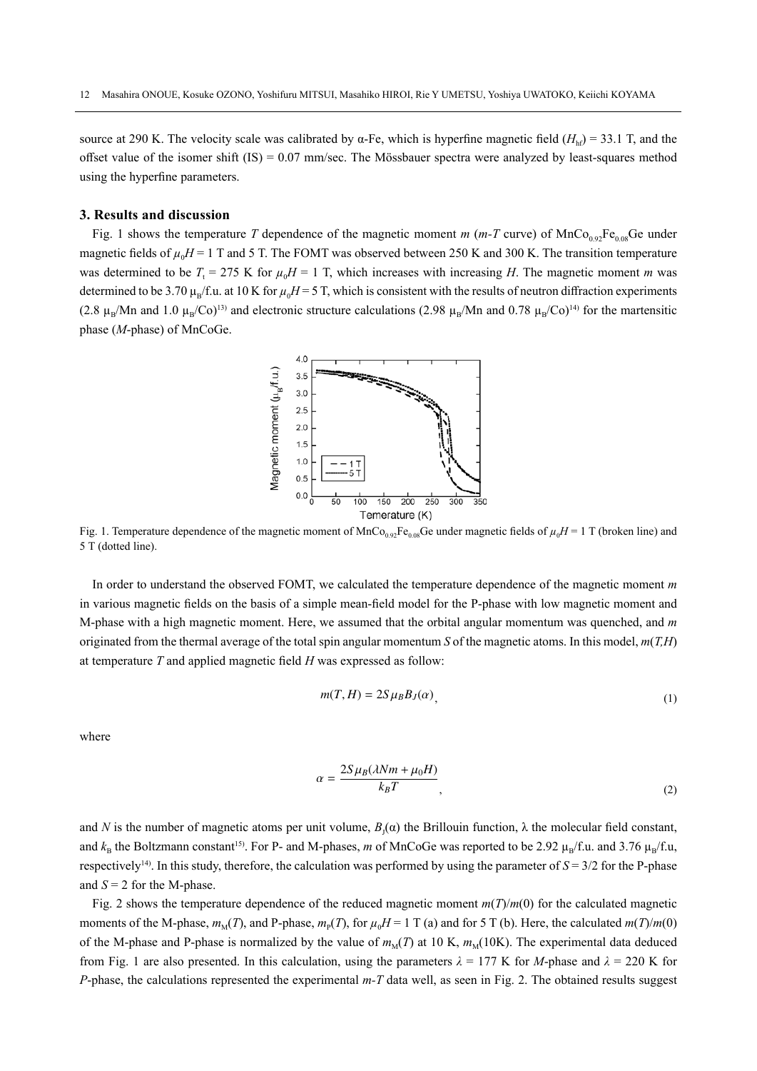source at 290 K. The velocity scale was calibrated by α-Fe, which is hyperfine magnetic field ($H_{hf}$) = 33.1 T, and the offset value of the isomer shift (IS) = 0.07 mm/sec. The Mössbauer spectra were analyzed by least-squares method using the hyperfine parameters.

### 3. Results and discussion

Fig. 1 shows the temperature *T* dependence of the magnetic moment *m* (*m-T* curve) of $MnCo_{0.92}Fe_{0.08}Ge$ under magnetic fields of $\mu_0H$ = 1 T and 5 T. The FOMT was observed between 250 K and 300 K. The transition temperature was determined to be $T_t$ = 275 K for $\mu_0H$ = 1 T, which increases with increasing *H*. The magnetic moment *m* was determined to be 3.70 $\mu_B$/f.u. at 10 K for $\mu_0H$ = 5 T, which is consistent with the results of neutron diffraction experiments (2.8 $\mu_B$/Mn and 1.0 $\mu_B$/Co)[13] and electronic structure calculations (2.98 $\mu_B$/Mn and 0.78 $\mu_B$/Co)[14] for the martensitic phase (*M*-phase) of MnCoGe.

Magnetic moment ($\mu_B$/f.u.)
4.0
3.5
3.0
2.5
2.0
1.5
1.0
0.5
0.0
0 50 100 150 200 250 300 350
Temerature (K)
1 T
5 T

Fig. 1. Temperature dependence of the magnetic moment of $MnCo_{0.92}Fe_{0.08}Ge$ under magnetic fields of $\mu_0H$ = 1 T (broken line) and 5 T (dotted line).

In order to understand the observed FOMT, we calculated the temperature dependence of the magnetic moment *m* in various magnetic fields on the basis of a simple mean-field model for the P-phase with low magnetic moment and M-phase with a high magnetic moment. Here, we assumed that the orbital angular momentum was quenched, and *m* originated from the thermal average of the total spin angular momentum *S* of the magnetic atoms. In this model, *m*(*T*,*H*) at temperature *T* and applied magnetic field *H* was expressed as follow:

$$m(T, H) = 2S\mu_B B_J(\alpha), \tag{1}$$

where

$$\alpha = \frac{2S\mu_B(\lambda Nm + \mu_0 H)}{k_B T}, \tag{2}$$

and *N* is the number of magnetic atoms per unit volume, $B_J(\alpha)$ the Brillouin function, λ the molecular field constant, and $k_B$ the Boltzmann constant[15]. For P- and M-phases, *m* of MnCoGe was reported to be 2.92 $\mu_B$/f.u. and 3.76 $\mu_B$/f.u, respectively[14]. In this study, therefore, the calculation was performed by using the parameter of *S* = 3/2 for the P-phase and *S* = 2 for the M-phase.

Fig. 2 shows the temperature dependence of the reduced magnetic moment $m(T)/m(0)$ for the calculated magnetic moments of the M-phase, $m_M(T)$, and P-phase, $m_P(T)$, for $\mu_0H$ = 1 T (a) and for 5 T (b). Here, the calculated $m(T)/m(0)$ of the M-phase and P-phase is normalized by the value of $m_M(T)$ at 10 K, $m_M$(10K). The experimental data deduced from Fig. 1 are also presented. In this calculation, using the parameters $\lambda$ = 177 K for *M*-phase and $\lambda$ = 220 K for *P*-phase, the calculations represented the experimental *m-T* data well, as seen in Fig. 2. The obtained results suggest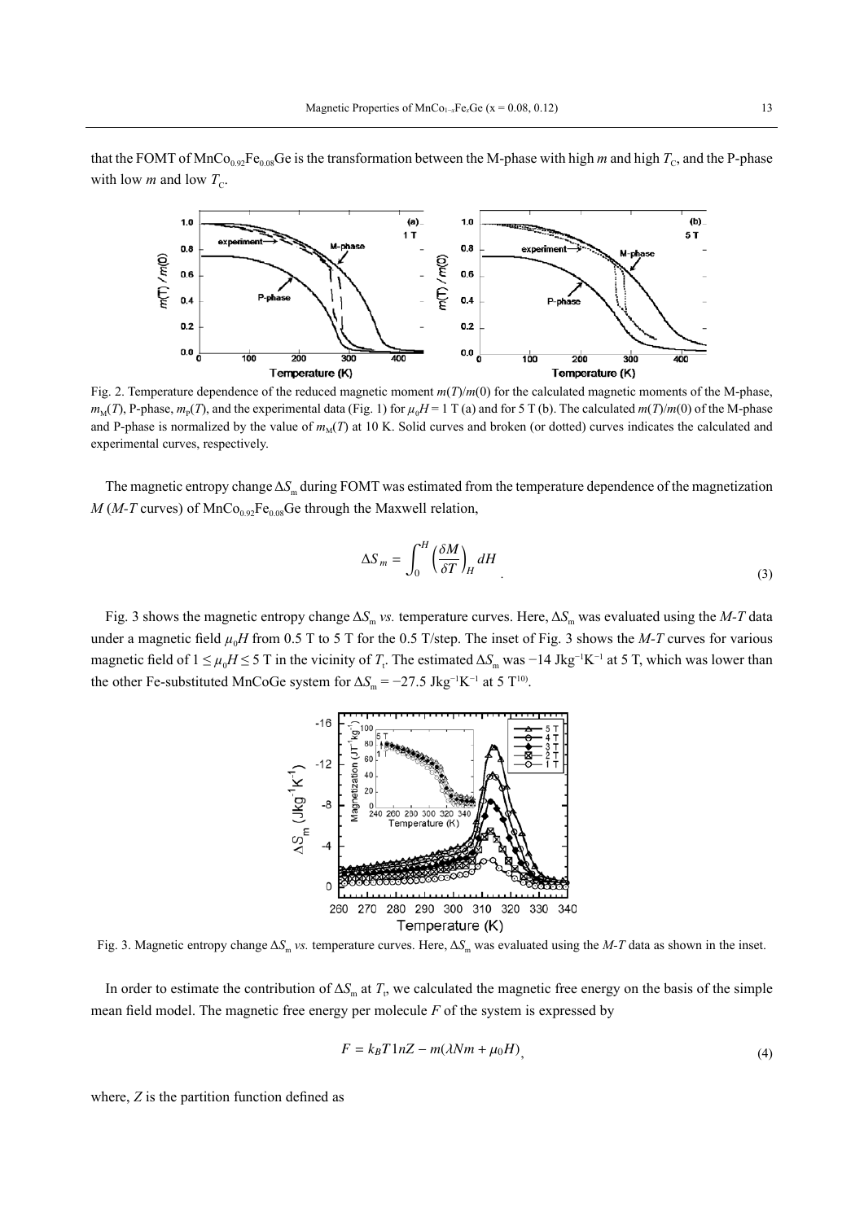that the FOMT of $MnCo_{0.92}Fe_{0.08}Ge$ is the transformation between the M-phase with high $m$ and high $T_C$, and the P-phase with low $m$ and low $T_C$.

Fig. 2. Temperature dependence of the reduced magnetic moment $m(T)/m(0)$ for the calculated magnetic moments of the M-phase, $m_M(T)$, P-phase, $m_P(T)$, and the experimental data (Fig. 1) for $\mu_0H = 1$ T (a) and for 5 T (b). The calculated $m(T)/m(0)$ of the M-phase and P-phase is normalized by the value of $m_M(T)$ at 10 K. Solid curves and broken (or dotted) curves indicates the calculated and experimental curves, respectively.

The magnetic entropy change $\Delta S_m$ during FOMT was estimated from the temperature dependence of the magnetization $M$ ($M$-$T$ curves) of $MnCo_{0.92}Fe_{0.08}Ge$ through the Maxwell relation,

$$\Delta S_m = \int_0^H \left(\frac{\delta M}{\delta T}\right)_H dH \tag{3}$$

Fig. 3 shows the magnetic entropy change $\Delta S_m$ *vs.* temperature curves. Here, $\Delta S_m$ was evaluated using the $M$-$T$ data under a magnetic field $\mu_0H$ from 0.5 T to 5 T for the 0.5 T/step. The inset of Fig. 3 shows the $M$-$T$ curves for various magnetic field of $1 \le \mu_0H \le 5$ T in the vicinity of $T_t$. The estimated $\Delta S_m$ was −14 $Jkg^{-1}K^{-1}$ at 5 T, which was lower than the other Fe-substituted MnCoGe system for $\Delta S_m = -27.5$ $Jkg^{-1}K^{-1}$ at 5 T[10].

Fig. 3. Magnetic entropy change $\Delta S_m$ *vs.* temperature curves. Here, $\Delta S_m$ was evaluated using the $M$-$T$ data as shown in the inset.

In order to estimate the contribution of $\Delta S_m$ at $T_t$, we calculated the magnetic free energy on the basis of the simple mean field model. The magnetic free energy per molecule $F$ of the system is expressed by

$$F = k_B T \ln Z - m(\lambda N m + \mu_0 H), \tag{4}$$

where, $Z$ is the partition function defined as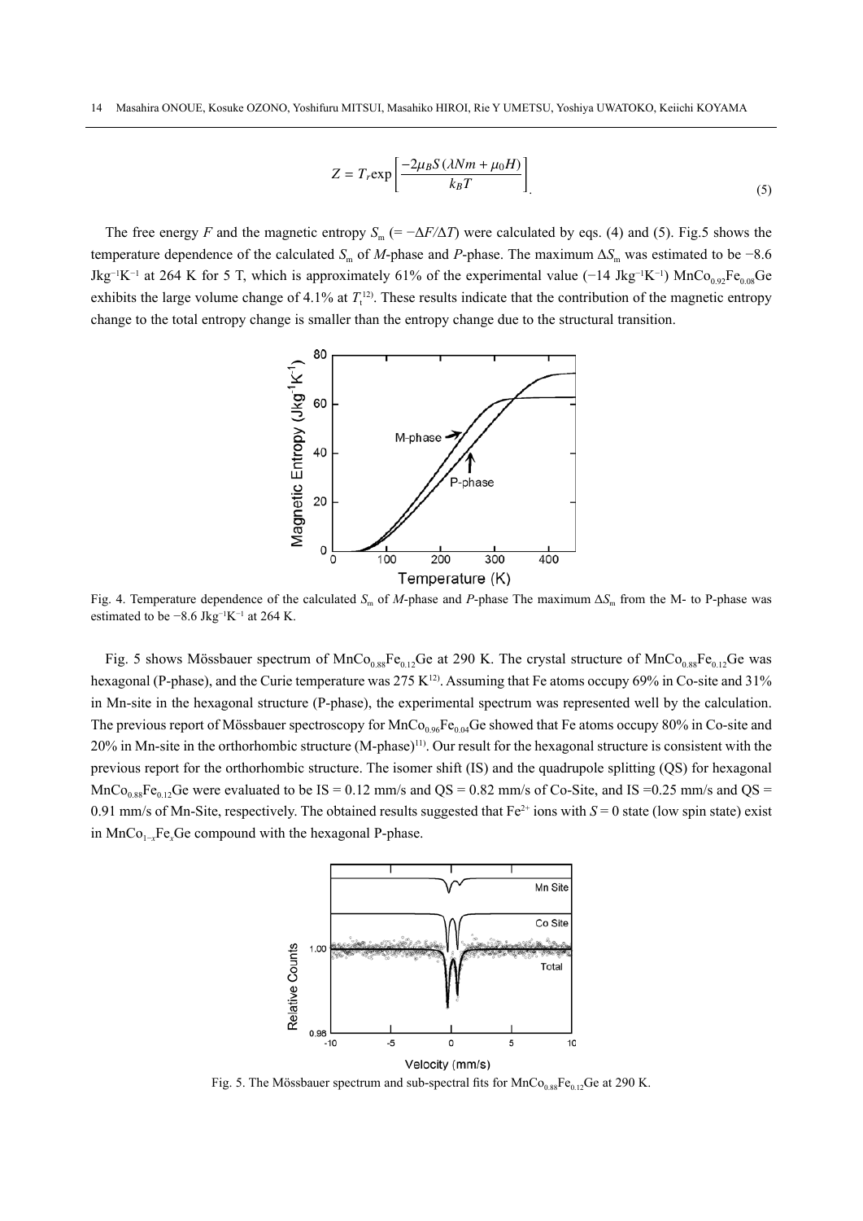$$Z = T_r \exp\left[\frac{-2\mu_B S(\lambda N m + \mu_0 H)}{k_B T}\right]. \tag{5}$$

The free energy $F$ and the magnetic entropy $S_m$ ($= -\Delta F/\Delta T$) were calculated by eqs. (4) and (5). Fig.5 shows the temperature dependence of the calculated $S_m$ of $M$-phase and $P$-phase. The maximum $\Delta S_m$ was estimated to be −8.6 $Jkg^{-1}K^{-1}$ at 264 K for 5 T, which is approximately 61% of the experimental value (−14 $Jkg^{-1}K^{-1}$) $MnCo_{0.92}Fe_{0.08}Ge$ exhibits the large volume change of 4.1% at $T_t$[12]. These results indicate that the contribution of the magnetic entropy change to the total entropy change is smaller than the entropy change due to the structural transition.

Magnetic Entropy (Jkg$^{-1}$K$^{-1}$)

Temperature (K)

M-phase

P-phase

Fig. 4. Temperature dependence of the calculated $S_m$ of $M$-phase and $P$-phase The maximum $\Delta S_m$ from the M- to P-phase was estimated to be −8.6 $Jkg^{-1}K^{-1}$ at 264 K.

Fig. 5 shows Mössbauer spectrum of $MnCo_{0.88}Fe_{0.12}Ge$ at 290 K. The crystal structure of $MnCo_{0.88}Fe_{0.12}Ge$ was hexagonal (P-phase), and the Curie temperature was 275 K[12]. Assuming that Fe atoms occupy 69% in Co-site and 31% in Mn-site in the hexagonal structure (P-phase), the experimental spectrum was represented well by the calculation. The previous report of Mössbauer spectroscopy for $MnCo_{0.96}Fe_{0.04}Ge$ showed that Fe atoms occupy 80% in Co-site and 20% in Mn-site in the orthorhombic structure (M-phase)[11]. Our result for the hexagonal structure is consistent with the previous report for the orthorhombic structure. The isomer shift (IS) and the quadrupole splitting (QS) for hexagonal $MnCo_{0.88}Fe_{0.12}Ge$ were evaluated to be IS = 0.12 mm/s and QS = 0.82 mm/s of Co-Site, and IS =0.25 mm/s and QS = 0.91 mm/s of Mn-Site, respectively. The obtained results suggested that $Fe^{2+}$ ions with $S = 0$ state (low spin state) exist in $MnCo_{1-x}Fe_xGe$ compound with the hexagonal P-phase.

Mn Site

Co Site

Total

Relative Counts

Velocity (mm/s)

Fig. 5. The Mössbauer spectrum and sub-spectral fits for $MnCo_{0.88}Fe_{0.12}Ge$ at 290 K.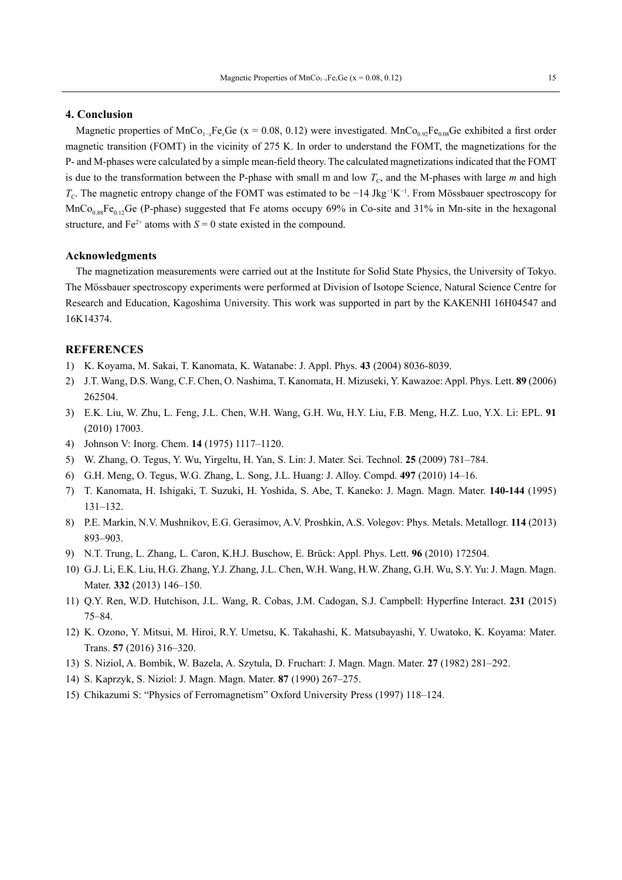## 4. Conclusion

Magnetic properties of $MnCo_{1-x}Fe_xGe$ (x = 0.08, 0.12) were investigated. $MnCo_{0.92}Fe_{0.08}Ge$ exhibited a first order magnetic transition (FOMT) in the vicinity of 275 K. In order to understand the FOMT, the magnetizations for the P- and M-phases were calculated by a simple mean-field theory. The calculated magnetizations indicated that the FOMT is due to the transformation between the P-phase with small m and low $T_C$, and the M-phases with large $m$ and high $T_C$. The magnetic entropy change of the FOMT was estimated to be −14 $Jkg^{-1}K^{-1}$. From Mössbauer spectroscopy for $MnCo_{0.88}Fe_{0.12}Ge$ (P-phase) suggested that Fe atoms occupy 69% in Co-site and 31% in Mn-site in the hexagonal structure, and $Fe^{2+}$ atoms with $S = 0$ state existed in the compound.

### Acknowledgments

The magnetization measurements were carried out at the Institute for Solid State Physics, the University of Tokyo. The Mössbauer spectroscopy experiments were performed at Division of Isotope Science, Natural Science Centre for Research and Education, Kagoshima University. This work was supported in part by the KAKENHI 16H04547 and 16K14374.

### REFERENCES

1) K. Koyama, M. Sakai, T. Kanomata, K. Watanabe: J. Appl. Phys. **43** (2004) 8036-8039.
2) J.T. Wang, D.S. Wang, C.F. Chen, O. Nashima, T. Kanomata, H. Mizuseki, Y. Kawazoe: Appl. Phys. Lett. **89** (2006) 262504.
3) E.K. Liu, W. Zhu, L. Feng, J.L. Chen, W.H. Wang, G.H. Wu, H.Y. Liu, F.B. Meng, H.Z. Luo, Y.X. Li: EPL. **91** (2010) 17003.
4) Johnson V: Inorg. Chem. **14** (1975) 1117–1120.
5) W. Zhang, O. Tegus, Y. Wu, Yirgeltu, H. Yan, S. Lin: J. Mater. Sci. Technol. **25** (2009) 781–784.
6) G.H. Meng, O. Tegus, W.G. Zhang, L. Song, J.L. Huang: J. Alloy. Compd. **497** (2010) 14–16.
7) T. Kanomata, H. Ishigaki, T. Suzuki, H. Yoshida, S. Abe, T. Kaneko: J. Magn. Magn. Mater. **140-144** (1995) 131–132.
8) P.E. Markin, N.V. Mushnikov, E.G. Gerasimov, A.V. Proshkin, A.S. Volegov: Phys. Metals. Metallogr. **114** (2013) 893–903.
9) N.T. Trung, L. Zhang, L. Caron, K.H.J. Buschow, E. Brück: Appl. Phys. Lett. **96** (2010) 172504.
10) G.J. Li, E.K. Liu, H.G. Zhang, Y.J. Zhang, J.L. Chen, W.H. Wang, H.W. Zhang, G.H. Wu, S.Y. Yu: J. Magn. Magn. Mater. **332** (2013) 146–150.
11) Q.Y. Ren, W.D. Hutchison, J.L. Wang, R. Cobas, J.M. Cadogan, S.J. Campbell: Hyperfine Interact. **231** (2015) 75–84.
12) K. Ozono, Y. Mitsui, M. Hiroi, R.Y. Umetsu, K. Takahashi, K. Matsubayashi, Y. Uwatoko, K. Koyama: Mater. Trans. **57** (2016) 316–320.
13) S. Niziol, A. Bombik, W. Bazela, A. Szytula, D. Fruchart: J. Magn. Magn. Mater. **27** (1982) 281–292.
14) S. Kaprzyk, S. Niziol: J. Magn. Magn. Mater. **87** (1990) 267–275.
15) Chikazumi S: "Physics of Ferromagnetism" Oxford University Press (1997) 118–124.